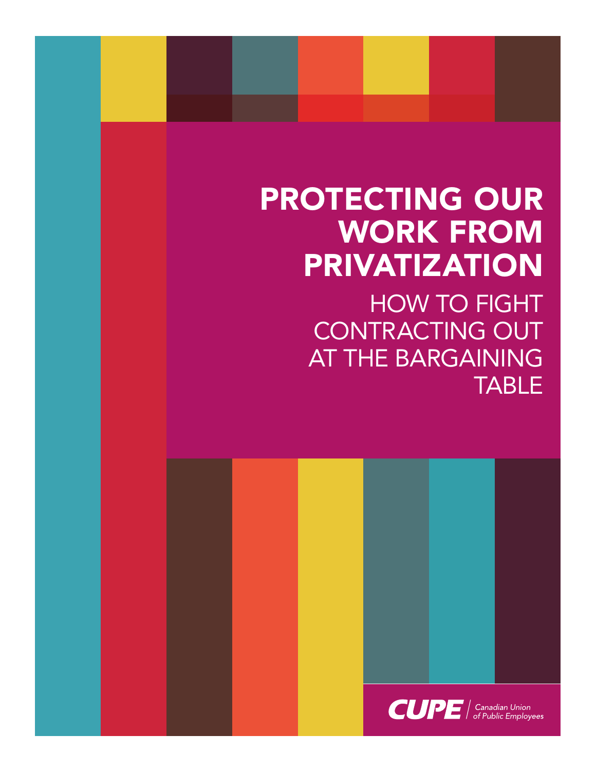# PROTECTING OUR WORK FROM PRIVATIZATION

## HOW TO FIGHT CONTRACTING OUT AT THE BARGAINING TABLE

CUPE | Canadian Union of Public Employees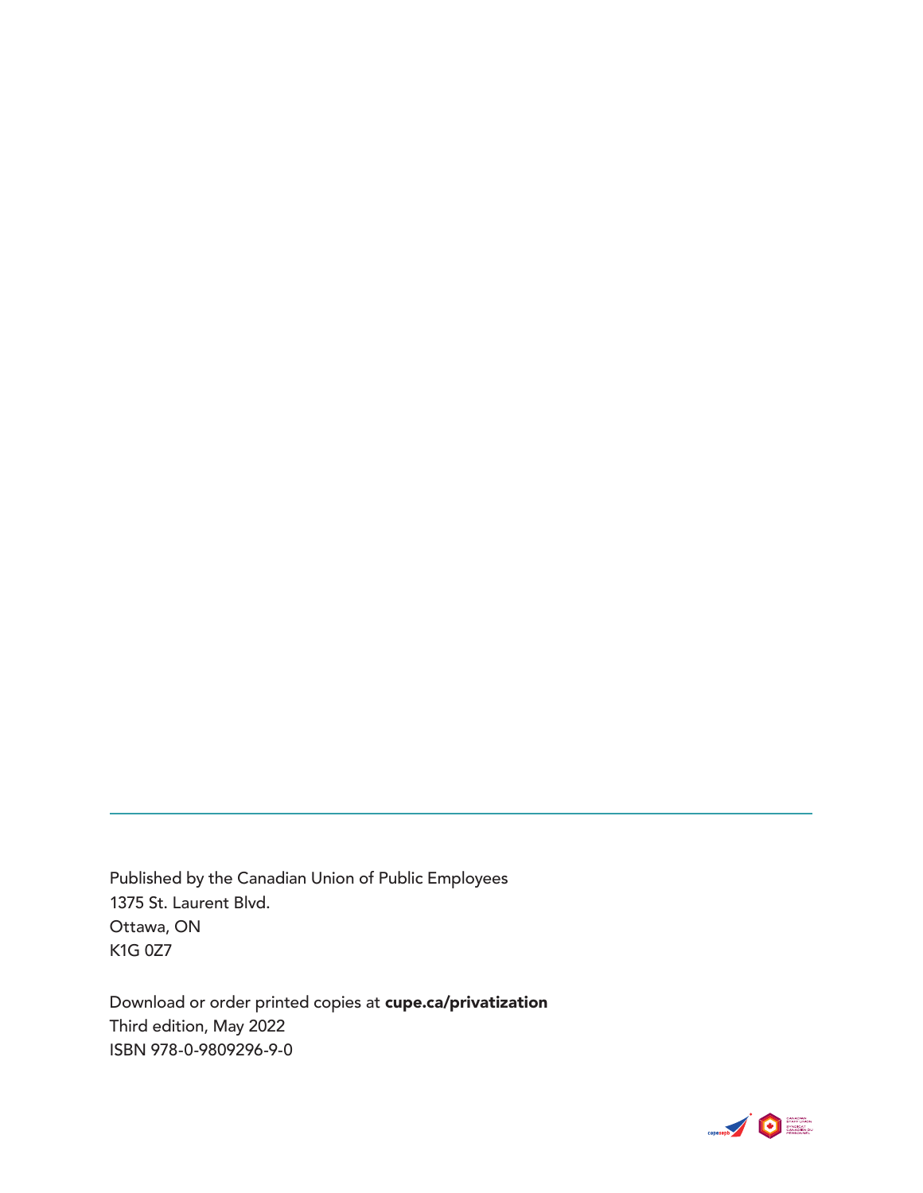Published by the Canadian Union of Public Employees
1375 St. Laurent Blvd.
Ottawa, ON
K1G 0Z7

Download or order printed copies at **cupe.ca/privatization**
Third edition, May 2022
ISBN 978-0-9809296-9-0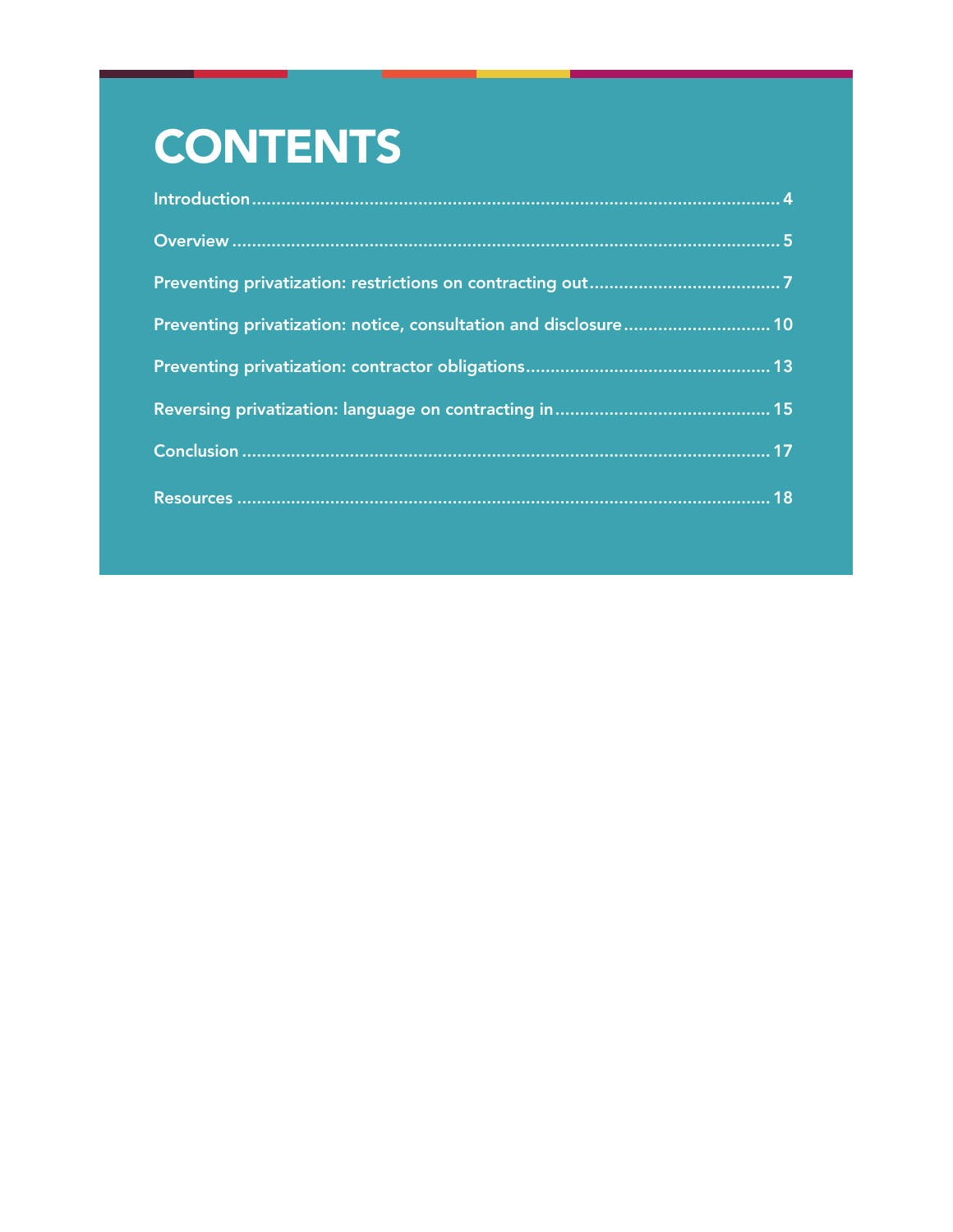# CONTENTS

Introduction .......... 4

Overview .......... 5

Preventing privatization: restrictions on contracting out .......... 7

Preventing privatization: notice, consultation and disclosure .......... 10

Preventing privatization: contractor obligations .......... 13

Reversing privatization: language on contracting in .......... 15

Conclusion .......... 17

Resources .......... 18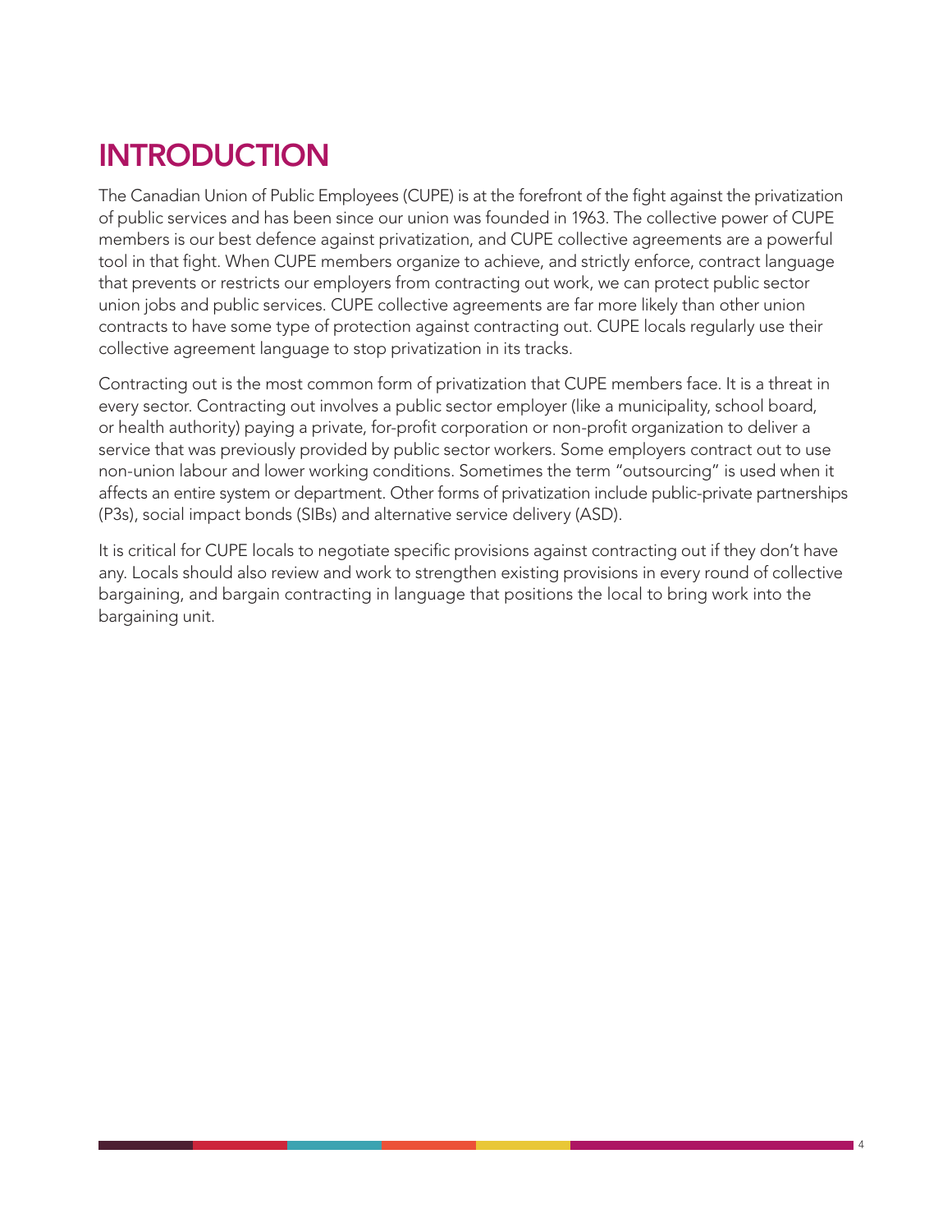# INTRODUCTION

The Canadian Union of Public Employees (CUPE) is at the forefront of the fight against the privatization of public services and has been since our union was founded in 1963. The collective power of CUPE members is our best defence against privatization, and CUPE collective agreements are a powerful tool in that fight. When CUPE members organize to achieve, and strictly enforce, contract language that prevents or restricts our employers from contracting out work, we can protect public sector union jobs and public services. CUPE collective agreements are far more likely than other union contracts to have some type of protection against contracting out. CUPE locals regularly use their collective agreement language to stop privatization in its tracks.

Contracting out is the most common form of privatization that CUPE members face. It is a threat in every sector. Contracting out involves a public sector employer (like a municipality, school board, or health authority) paying a private, for-profit corporation or non-profit organization to deliver a service that was previously provided by public sector workers. Some employers contract out to use non-union labour and lower working conditions. Sometimes the term "outsourcing" is used when it affects an entire system or department. Other forms of privatization include public-private partnerships (P3s), social impact bonds (SIBs) and alternative service delivery (ASD).

It is critical for CUPE locals to negotiate specific provisions against contracting out if they don't have any. Locals should also review and work to strengthen existing provisions in every round of collective bargaining, and bargain contracting in language that positions the local to bring work into the bargaining unit.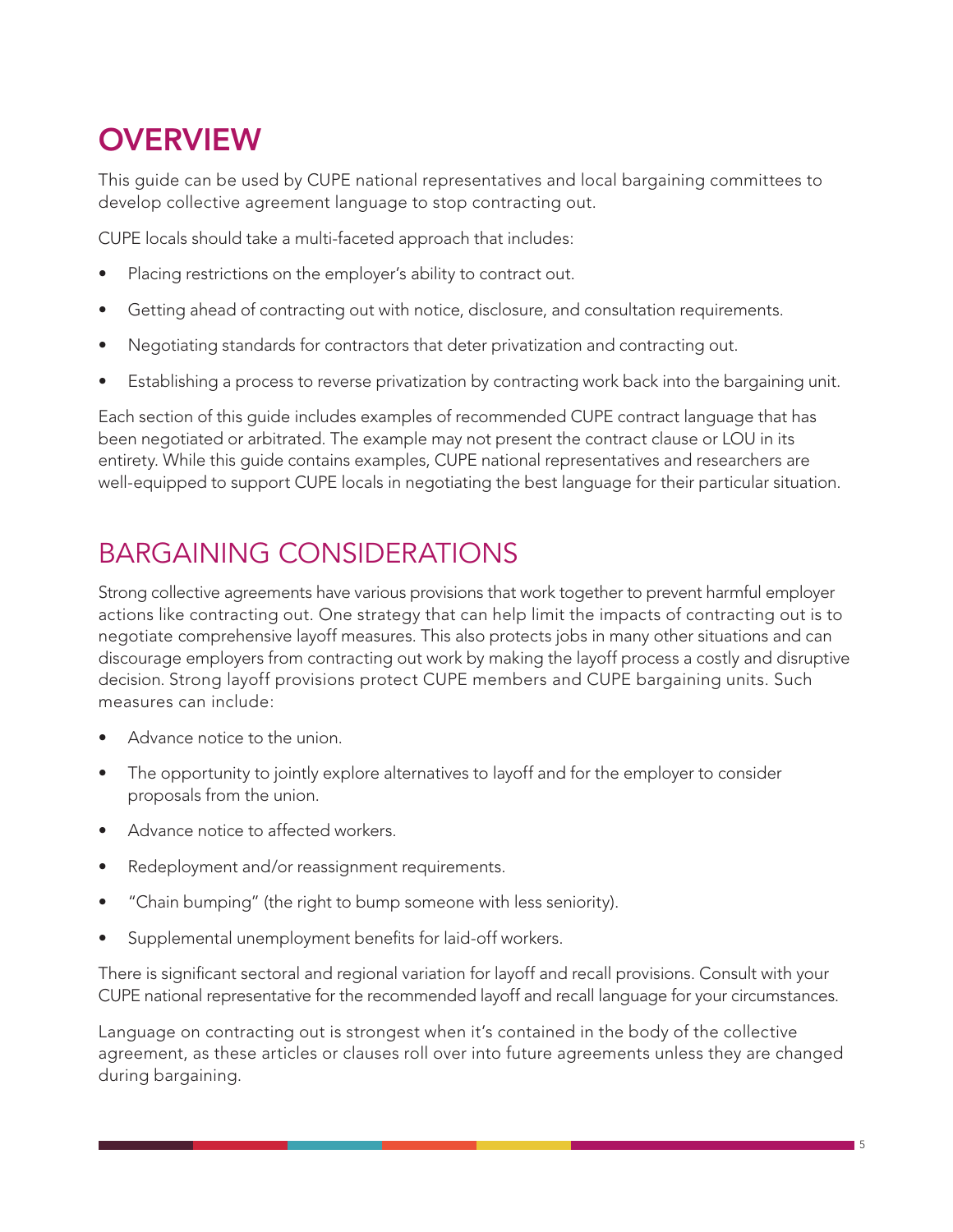# OVERVIEW

This guide can be used by CUPE national representatives and local bargaining committees to develop collective agreement language to stop contracting out.

CUPE locals should take a multi-faceted approach that includes:

- Placing restrictions on the employer's ability to contract out.
- Getting ahead of contracting out with notice, disclosure, and consultation requirements.
- Negotiating standards for contractors that deter privatization and contracting out.
- Establishing a process to reverse privatization by contracting work back into the bargaining unit.

Each section of this guide includes examples of recommended CUPE contract language that has been negotiated or arbitrated. The example may not present the contract clause or LOU in its entirety. While this guide contains examples, CUPE national representatives and researchers are well-equipped to support CUPE locals in negotiating the best language for their particular situation.

## BARGAINING CONSIDERATIONS

Strong collective agreements have various provisions that work together to prevent harmful employer actions like contracting out. One strategy that can help limit the impacts of contracting out is to negotiate comprehensive layoff measures. This also protects jobs in many other situations and can discourage employers from contracting out work by making the layoff process a costly and disruptive decision. Strong layoff provisions protect CUPE members and CUPE bargaining units. Such measures can include:

- Advance notice to the union.
- The opportunity to jointly explore alternatives to layoff and for the employer to consider proposals from the union.
- Advance notice to affected workers.
- Redeployment and/or reassignment requirements.
- "Chain bumping" (the right to bump someone with less seniority).
- Supplemental unemployment benefits for laid-off workers.

There is significant sectoral and regional variation for layoff and recall provisions. Consult with your CUPE national representative for the recommended layoff and recall language for your circumstances.

Language on contracting out is strongest when it's contained in the body of the collective agreement, as these articles or clauses roll over into future agreements unless they are changed during bargaining.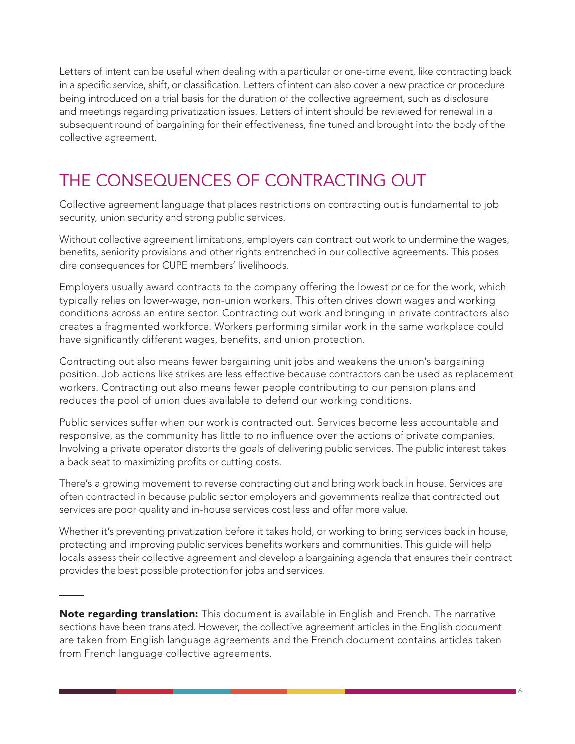Letters of intent can be useful when dealing with a particular or one-time event, like contracting back in a specific service, shift, or classification. Letters of intent can also cover a new practice or procedure being introduced on a trial basis for the duration of the collective agreement, such as disclosure and meetings regarding privatization issues. Letters of intent should be reviewed for renewal in a subsequent round of bargaining for their effectiveness, fine tuned and brought into the body of the collective agreement.

## THE CONSEQUENCES OF CONTRACTING OUT

Collective agreement language that places restrictions on contracting out is fundamental to job security, union security and strong public services.

Without collective agreement limitations, employers can contract out work to undermine the wages, benefits, seniority provisions and other rights entrenched in our collective agreements. This poses dire consequences for CUPE members' livelihoods.

Employers usually award contracts to the company offering the lowest price for the work, which typically relies on lower-wage, non-union workers. This often drives down wages and working conditions across an entire sector. Contracting out work and bringing in private contractors also creates a fragmented workforce. Workers performing similar work in the same workplace could have significantly different wages, benefits, and union protection.

Contracting out also means fewer bargaining unit jobs and weakens the union's bargaining position. Job actions like strikes are less effective because contractors can be used as replacement workers. Contracting out also means fewer people contributing to our pension plans and reduces the pool of union dues available to defend our working conditions.

Public services suffer when our work is contracted out. Services become less accountable and responsive, as the community has little to no influence over the actions of private companies. Involving a private operator distorts the goals of delivering public services. The public interest takes a back seat to maximizing profits or cutting costs.

There's a growing movement to reverse contracting out and bring work back in house. Services are often contracted in because public sector employers and governments realize that contracted out services are poor quality and in-house services cost less and offer more value.

Whether it's preventing privatization before it takes hold, or working to bring services back in house, protecting and improving public services benefits workers and communities. This guide will help locals assess their collective agreement and develop a bargaining agenda that ensures their contract provides the best possible protection for jobs and services.

---

**Note regarding translation:** This document is available in English and French. The narrative sections have been translated. However, the collective agreement articles in the English document are taken from English language agreements and the French document contains articles taken from French language collective agreements.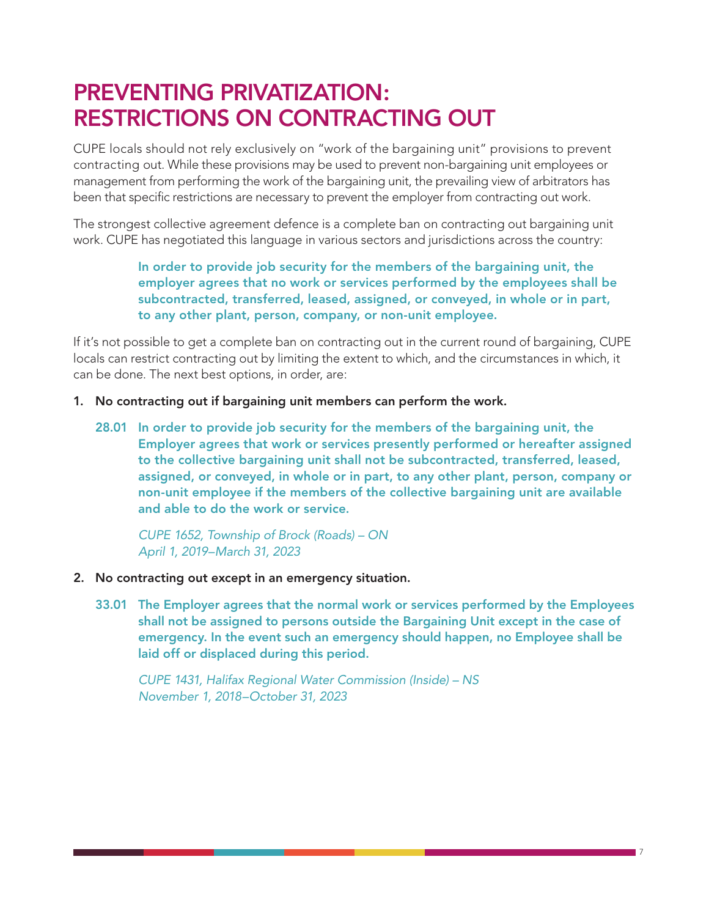# PREVENTING PRIVATIZATION: RESTRICTIONS ON CONTRACTING OUT

CUPE locals should not rely exclusively on "work of the bargaining unit" provisions to prevent contracting out. While these provisions may be used to prevent non-bargaining unit employees or management from performing the work of the bargaining unit, the prevailing view of arbitrators has been that specific restrictions are necessary to prevent the employer from contracting out work.

The strongest collective agreement defence is a complete ban on contracting out bargaining unit work. CUPE has negotiated this language in various sectors and jurisdictions across the country:

> **In order to provide job security for the members of the bargaining unit, the employer agrees that no work or services performed by the employees shall be subcontracted, transferred, leased, assigned, or conveyed, in whole or in part, to any other plant, person, company, or non-unit employee.**

If it's not possible to get a complete ban on contracting out in the current round of bargaining, CUPE locals can restrict contracting out by limiting the extent to which, and the circumstances in which, it can be done. The next best options, in order, are:

1. **No contracting out if bargaining unit members can perform the work.**

   > **28.01 In order to provide job security for the members of the bargaining unit, the Employer agrees that work or services presently performed or hereafter assigned to the collective bargaining unit shall not be subcontracted, transferred, leased, assigned, or conveyed, in whole or in part, to any other plant, person, company or non-unit employee if the members of the collective bargaining unit are available and able to do the work or service.**
   >
   > *CUPE 1652, Township of Brock (Roads) – ON*
   > *April 1, 2019–March 31, 2023*

2. **No contracting out except in an emergency situation.**

   > **33.01 The Employer agrees that the normal work or services performed by the Employees shall not be assigned to persons outside the Bargaining Unit except in the case of emergency. In the event such an emergency should happen, no Employee shall be laid off or displaced during this period.**
   >
   > *CUPE 1431, Halifax Regional Water Commission (Inside) – NS*
   > *November 1, 2018–October 31, 2023*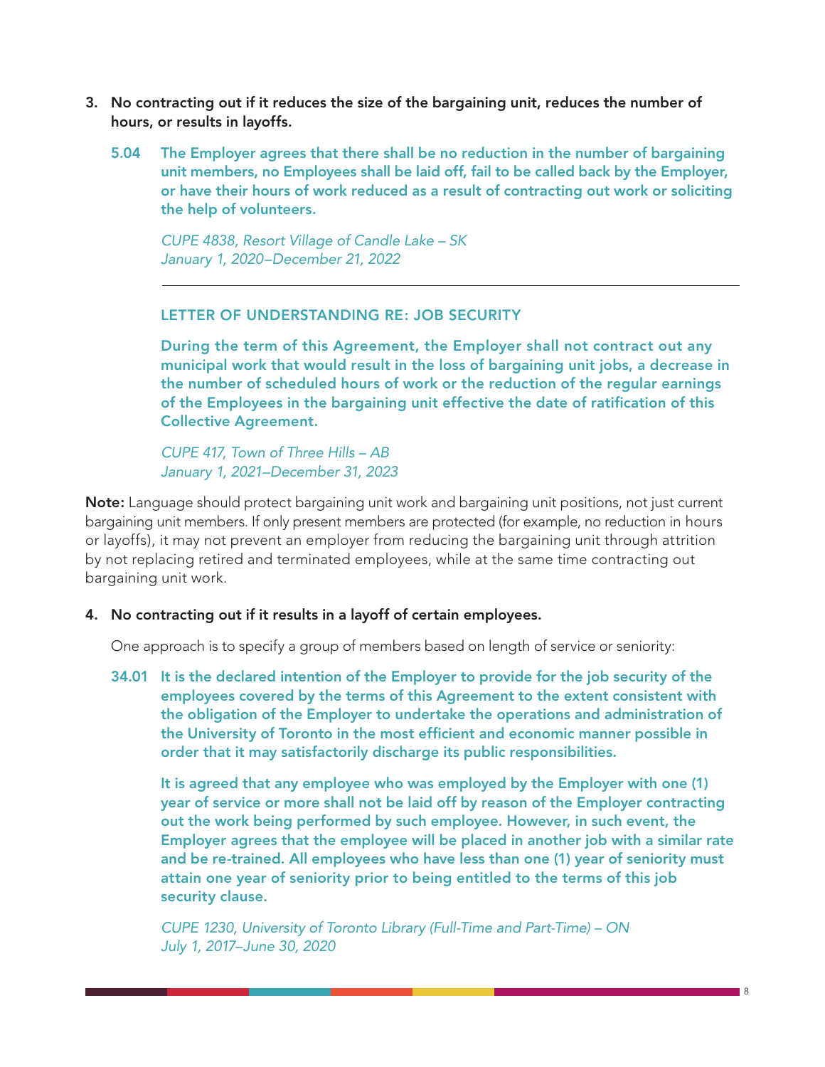3. **No contracting out if it reduces the size of the bargaining unit, reduces the number of hours, or results in layoffs.**

    **5.04 The Employer agrees that there shall be no reduction in the number of bargaining unit members, no Employees shall be laid off, fail to be called back by the Employer, or have their hours of work reduced as a result of contracting out work or soliciting the help of volunteers.**

    *CUPE 4838, Resort Village of Candle Lake – SK*
    *January 1, 2020–December 21, 2022*

    ---

    **LETTER OF UNDERSTANDING RE: JOB SECURITY**

    **During the term of this Agreement, the Employer shall not contract out any municipal work that would result in the loss of bargaining unit jobs, a decrease in the number of scheduled hours of work or the reduction of the regular earnings of the Employees in the bargaining unit effective the date of ratification of this Collective Agreement.**

    *CUPE 417, Town of Three Hills – AB*
    *January 1, 2021–December 31, 2023*

**Note:** Language should protect bargaining unit work and bargaining unit positions, not just current bargaining unit members. If only present members are protected (for example, no reduction in hours or layoffs), it may not prevent an employer from reducing the bargaining unit through attrition by not replacing retired and terminated employees, while at the same time contracting out bargaining unit work.

4. **No contracting out if it results in a layoff of certain employees.**

    One approach is to specify a group of members based on length of service or seniority:

    **34.01 It is the declared intention of the Employer to provide for the job security of the employees covered by the terms of this Agreement to the extent consistent with the obligation of the Employer to undertake the operations and administration of the University of Toronto in the most efficient and economic manner possible in order that it may satisfactorily discharge its public responsibilities.**

    **It is agreed that any employee who was employed by the Employer with one (1) year of service or more shall not be laid off by reason of the Employer contracting out the work being performed by such employee. However, in such event, the Employer agrees that the employee will be placed in another job with a similar rate and be re-trained. All employees who have less than one (1) year of seniority must attain one year of seniority prior to being entitled to the terms of this job security clause.**

    *CUPE 1230, University of Toronto Library (Full-Time and Part-Time) – ON*
    *July 1, 2017–June 30, 2020*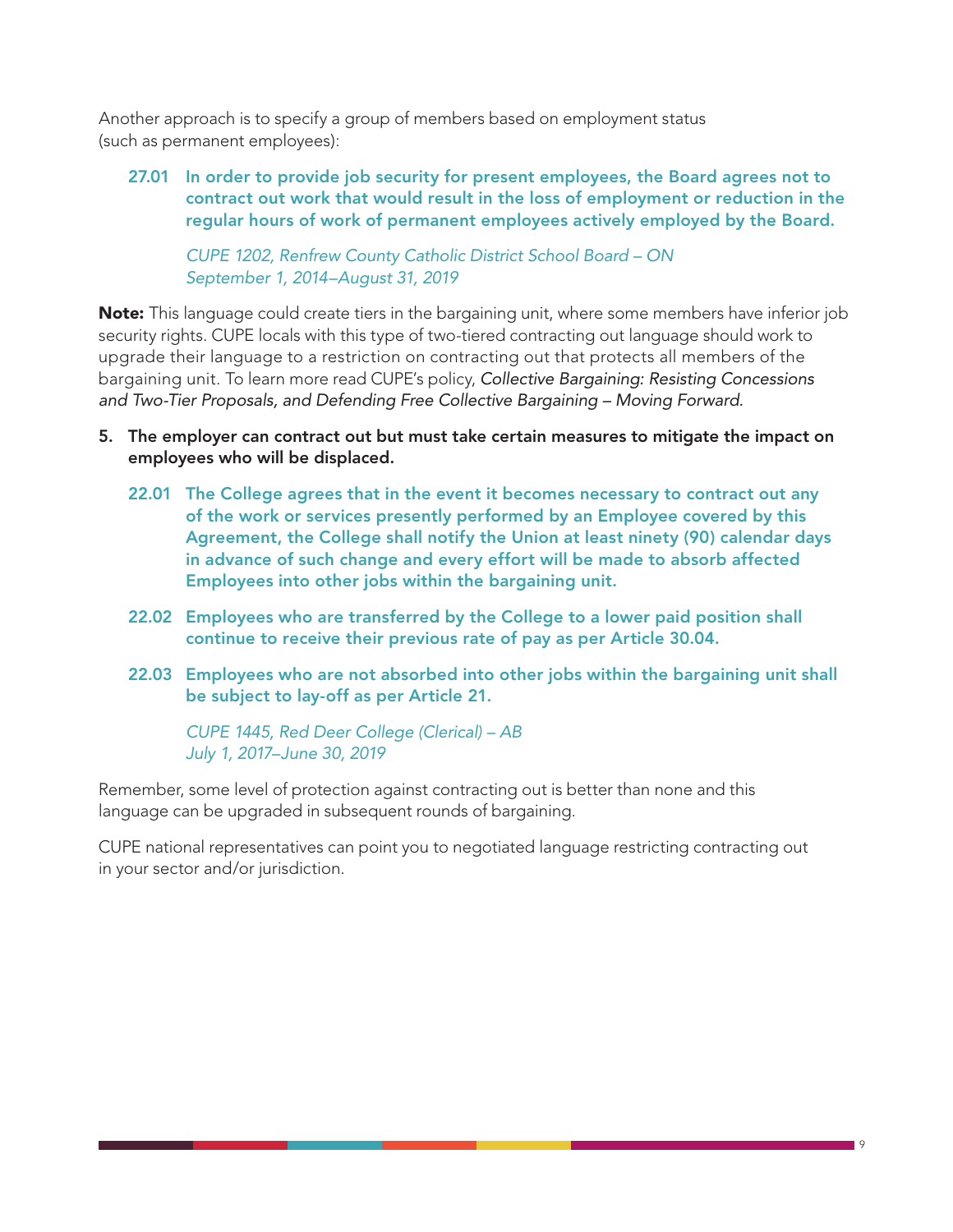Another approach is to specify a group of members based on employment status (such as permanent employees):

> **27.01 In order to provide job security for present employees, the Board agrees not to contract out work that would result in the loss of employment or reduction in the regular hours of work of permanent employees actively employed by the Board.**
>
> *CUPE 1202, Renfrew County Catholic District School Board – ON*
> *September 1, 2014–August 31, 2019*

**Note:** This language could create tiers in the bargaining unit, where some members have inferior job security rights. CUPE locals with this type of two-tiered contracting out language should work to upgrade their language to a restriction on contracting out that protects all members of the bargaining unit. To learn more read CUPE's policy, *Collective Bargaining: Resisting Concessions and Two-Tier Proposals, and Defending Free Collective Bargaining – Moving Forward.*

5. **The employer can contract out but must take certain measures to mitigate the impact on employees who will be displaced.**

> **22.01 The College agrees that in the event it becomes necessary to contract out any of the work or services presently performed by an Employee covered by this Agreement, the College shall notify the Union at least ninety (90) calendar days in advance of such change and every effort will be made to absorb affected Employees into other jobs within the bargaining unit.**
>
> **22.02 Employees who are transferred by the College to a lower paid position shall continue to receive their previous rate of pay as per Article 30.04.**
>
> **22.03 Employees who are not absorbed into other jobs within the bargaining unit shall be subject to lay-off as per Article 21.**
>
> *CUPE 1445, Red Deer College (Clerical) – AB*
> *July 1, 2017–June 30, 2019*

Remember, some level of protection against contracting out is better than none and this language can be upgraded in subsequent rounds of bargaining.

CUPE national representatives can point you to negotiated language restricting contracting out in your sector and/or jurisdiction.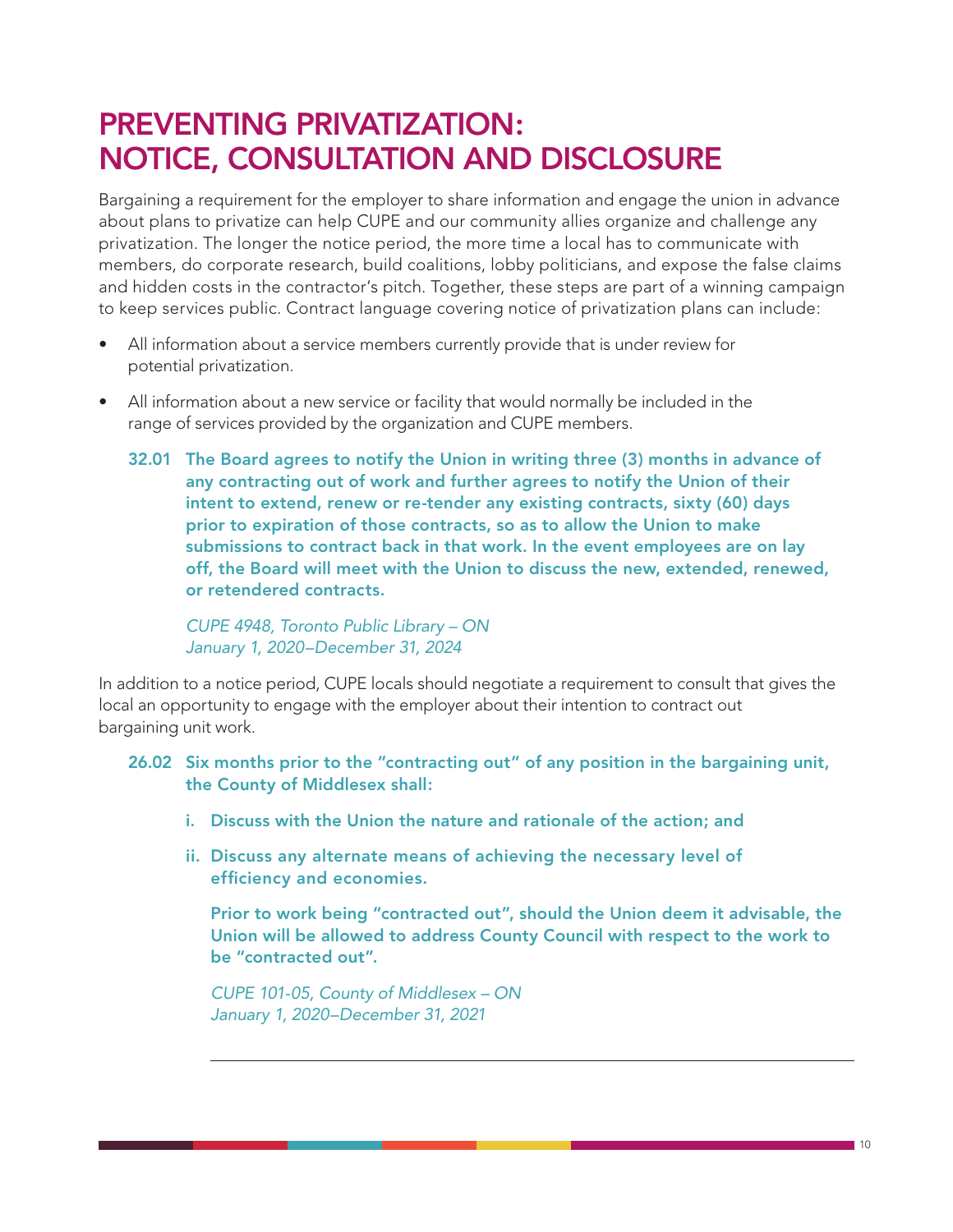# PREVENTING PRIVATIZATION: NOTICE, CONSULTATION AND DISCLOSURE

Bargaining a requirement for the employer to share information and engage the union in advance about plans to privatize can help CUPE and our community allies organize and challenge any privatization. The longer the notice period, the more time a local has to communicate with members, do corporate research, build coalitions, lobby politicians, and expose the false claims and hidden costs in the contractor's pitch. Together, these steps are part of a winning campaign to keep services public. Contract language covering notice of privatization plans can include:

- All information about a service members currently provide that is under review for potential privatization.
- All information about a new service or facility that would normally be included in the range of services provided by the organization and CUPE members.

> **32.01 The Board agrees to notify the Union in writing three (3) months in advance of any contracting out of work and further agrees to notify the Union of their intent to extend, renew or re-tender any existing contracts, sixty (60) days prior to expiration of those contracts, so as to allow the Union to make submissions to contract back in that work. In the event employees are on lay off, the Board will meet with the Union to discuss the new, extended, renewed, or retendered contracts.**
>
> *CUPE 4948, Toronto Public Library – ON*
> *January 1, 2020–December 31, 2024*

In addition to a notice period, CUPE locals should negotiate a requirement to consult that gives the local an opportunity to engage with the employer about their intention to contract out bargaining unit work.

> **26.02 Six months prior to the "contracting out" of any position in the bargaining unit, the County of Middlesex shall:**
>
> **i. Discuss with the Union the nature and rationale of the action; and**
>
> **ii. Discuss any alternate means of achieving the necessary level of efficiency and economies.**
>
> **Prior to work being "contracted out", should the Union deem it advisable, the Union will be allowed to address County Council with respect to the work to be "contracted out".**
>
> *CUPE 101-05, County of Middlesex – ON*
> *January 1, 2020–December 31, 2021*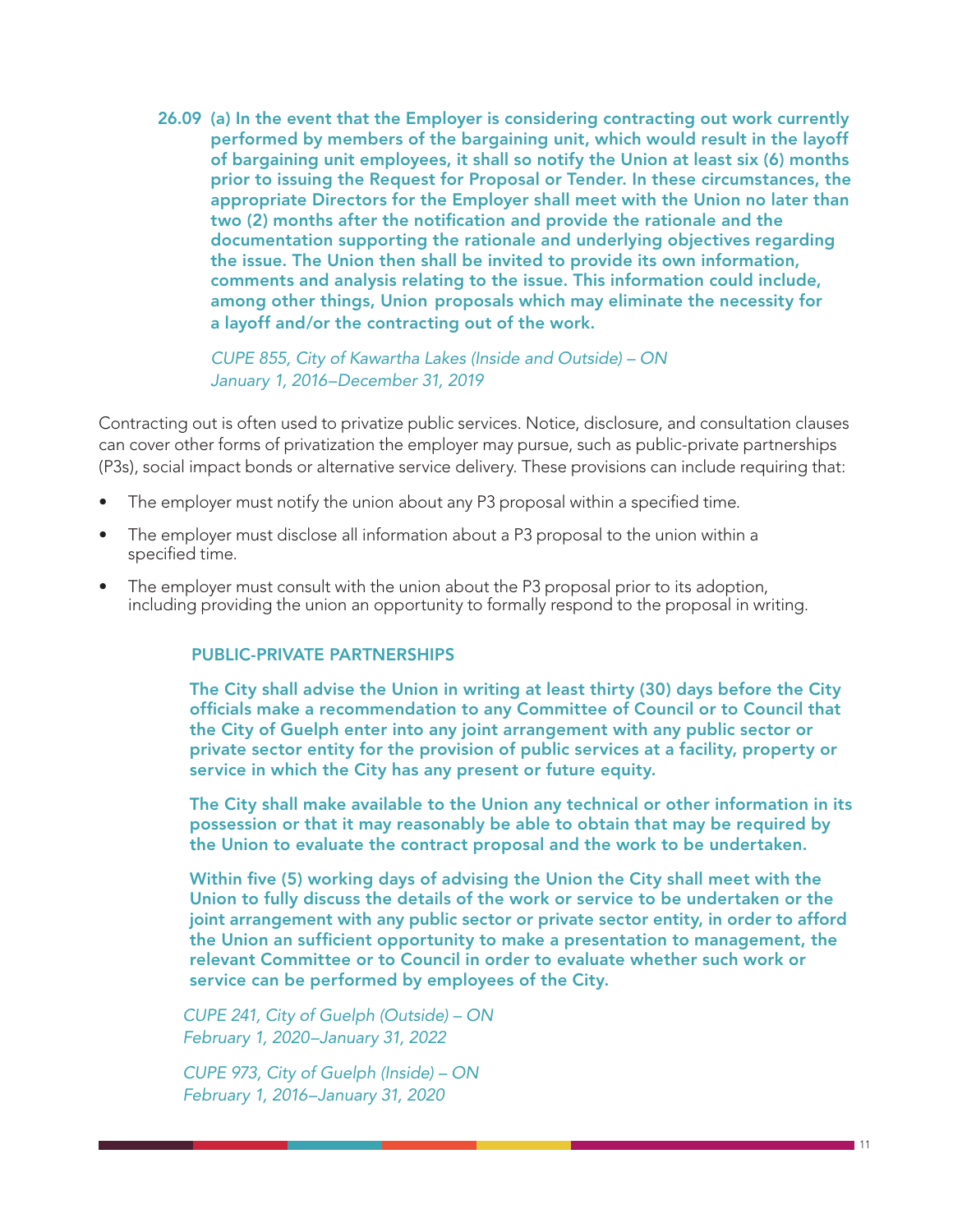**26.09 (a) In the event that the Employer is considering contracting out work currently performed by members of the bargaining unit, which would result in the layoff of bargaining unit employees, it shall so notify the Union at least six (6) months prior to issuing the Request for Proposal or Tender. In these circumstances, the appropriate Directors for the Employer shall meet with the Union no later than two (2) months after the notification and provide the rationale and the documentation supporting the rationale and underlying objectives regarding the issue. The Union then shall be invited to provide its own information, comments and analysis relating to the issue. This information could include, among other things, Union proposals which may eliminate the necessity for a layoff and/or the contracting out of the work.**

*CUPE 855, City of Kawartha Lakes (Inside and Outside) – ON*
*January 1, 2016–December 31, 2019*

Contracting out is often used to privatize public services. Notice, disclosure, and consultation clauses can cover other forms of privatization the employer may pursue, such as public-private partnerships (P3s), social impact bonds or alternative service delivery. These provisions can include requiring that:

- The employer must notify the union about any P3 proposal within a specified time.
- The employer must disclose all information about a P3 proposal to the union within a specified time.
- The employer must consult with the union about the P3 proposal prior to its adoption, including providing the union an opportunity to formally respond to the proposal in writing.

**PUBLIC-PRIVATE PARTNERSHIPS**

**The City shall advise the Union in writing at least thirty (30) days before the City officials make a recommendation to any Committee of Council or to Council that the City of Guelph enter into any joint arrangement with any public sector or private sector entity for the provision of public services at a facility, property or service in which the City has any present or future equity.**

**The City shall make available to the Union any technical or other information in its possession or that it may reasonably be able to obtain that may be required by the Union to evaluate the contract proposal and the work to be undertaken.**

**Within five (5) working days of advising the Union the City shall meet with the Union to fully discuss the details of the work or service to be undertaken or the joint arrangement with any public sector or private sector entity, in order to afford the Union an sufficient opportunity to make a presentation to management, the relevant Committee or to Council in order to evaluate whether such work or service can be performed by employees of the City.**

*CUPE 241, City of Guelph (Outside) – ON*
*February 1, 2020–January 31, 2022*

*CUPE 973, City of Guelph (Inside) – ON*
*February 1, 2016–January 31, 2020*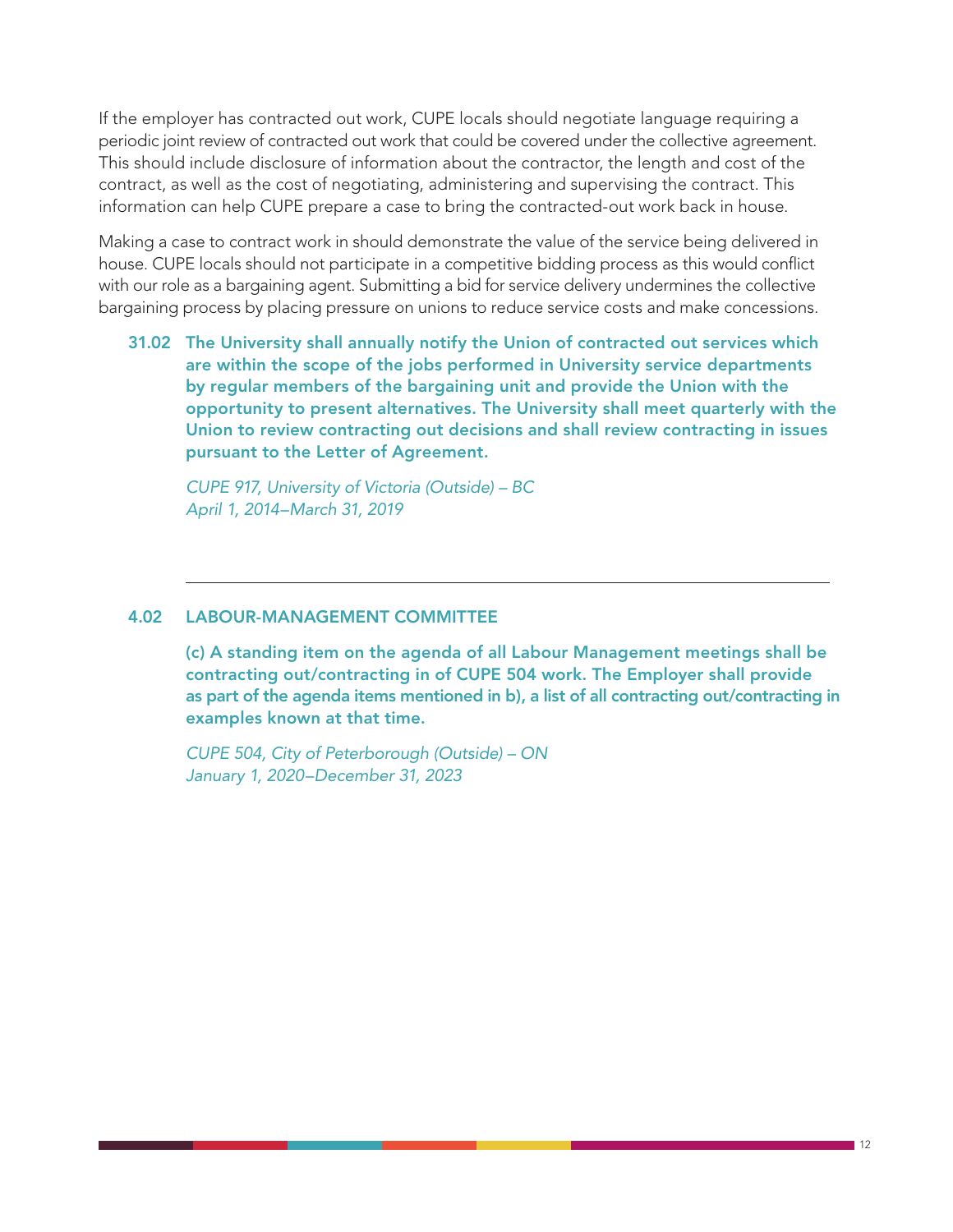If the employer has contracted out work, CUPE locals should negotiate language requiring a periodic joint review of contracted out work that could be covered under the collective agreement. This should include disclosure of information about the contractor, the length and cost of the contract, as well as the cost of negotiating, administering and supervising the contract. This information can help CUPE prepare a case to bring the contracted-out work back in house.

Making a case to contract work in should demonstrate the value of the service being delivered in house. CUPE locals should not participate in a competitive bidding process as this would conflict with our role as a bargaining agent. Submitting a bid for service delivery undermines the collective bargaining process by placing pressure on unions to reduce service costs and make concessions.

> **31.02 The University shall annually notify the Union of contracted out services which are within the scope of the jobs performed in University service departments by regular members of the bargaining unit and provide the Union with the opportunity to present alternatives. The University shall meet quarterly with the Union to review contracting out decisions and shall review contracting in issues pursuant to the Letter of Agreement.**
>
> *CUPE 917, University of Victoria (Outside) – BC*
> *April 1, 2014–March 31, 2019*

---

> **4.02 LABOUR-MANAGEMENT COMMITTEE**
>
> **(c) A standing item on the agenda of all Labour Management meetings shall be contracting out/contracting in of CUPE 504 work. The Employer shall provide as part of the agenda items mentioned in b), a list of all contracting out/contracting in examples known at that time.**
>
> *CUPE 504, City of Peterborough (Outside) – ON*
> *January 1, 2020–December 31, 2023*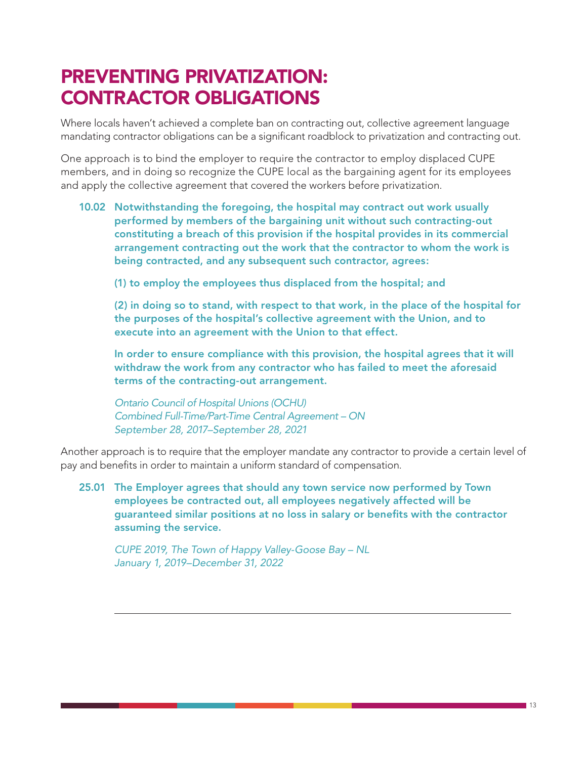# PREVENTING PRIVATIZATION: CONTRACTOR OBLIGATIONS

Where locals haven't achieved a complete ban on contracting out, collective agreement language mandating contractor obligations can be a significant roadblock to privatization and contracting out.

One approach is to bind the employer to require the contractor to employ displaced CUPE members, and in doing so recognize the CUPE local as the bargaining agent for its employees and apply the collective agreement that covered the workers before privatization.

> **10.02 Notwithstanding the foregoing, the hospital may contract out work usually performed by members of the bargaining unit without such contracting-out constituting a breach of this provision if the hospital provides in its commercial arrangement contracting out the work that the contractor to whom the work is being contracted, and any subsequent such contractor, agrees:**
>
> **(1) to employ the employees thus displaced from the hospital; and**
>
> **(2) in doing so to stand, with respect to that work, in the place of the hospital for the purposes of the hospital's collective agreement with the Union, and to execute into an agreement with the Union to that effect.**
>
> **In order to ensure compliance with this provision, the hospital agrees that it will withdraw the work from any contractor who has failed to meet the aforesaid terms of the contracting-out arrangement.**
>
> *Ontario Council of Hospital Unions (OCHU)*
> *Combined Full-Time/Part-Time Central Agreement – ON*
> *September 28, 2017–September 28, 2021*

Another approach is to require that the employer mandate any contractor to provide a certain level of pay and benefits in order to maintain a uniform standard of compensation.

> **25.01 The Employer agrees that should any town service now performed by Town employees be contracted out, all employees negatively affected will be guaranteed similar positions at no loss in salary or benefits with the contractor assuming the service.**
>
> *CUPE 2019, The Town of Happy Valley-Goose Bay – NL*
> *January 1, 2019–December 31, 2022*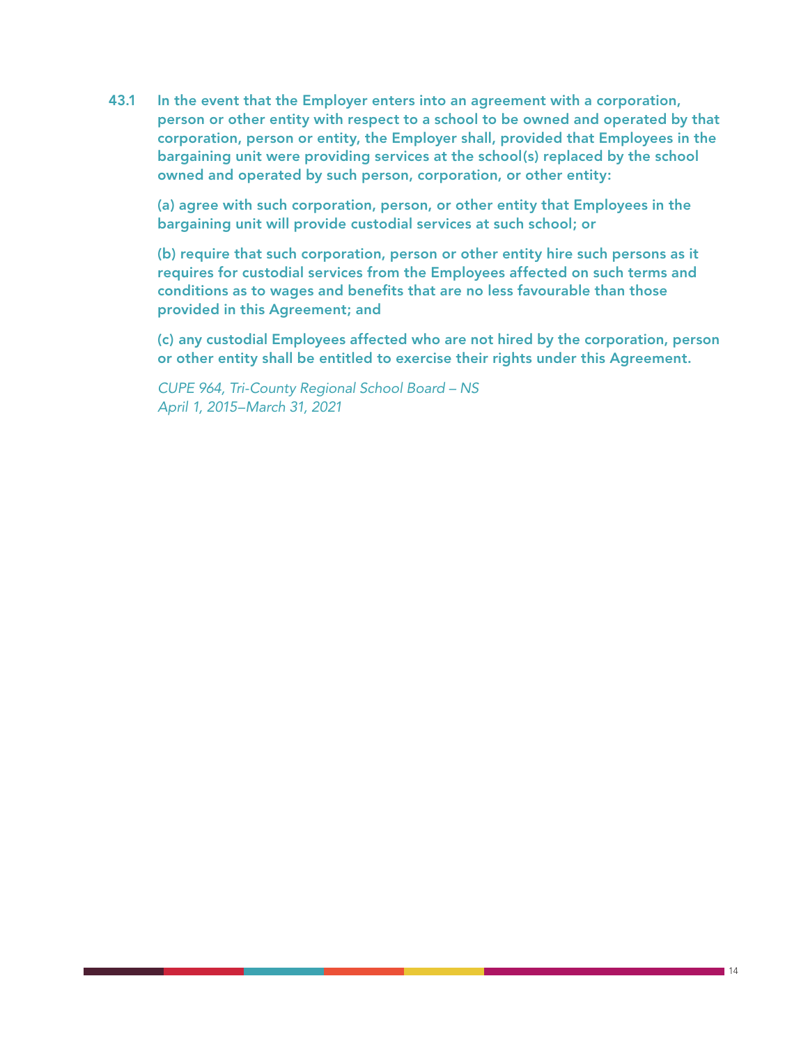**43.1 In the event that the Employer enters into an agreement with a corporation, person or other entity with respect to a school to be owned and operated by that corporation, person or entity, the Employer shall, provided that Employees in the bargaining unit were providing services at the school(s) replaced by the school owned and operated by such person, corporation, or other entity:**

**(a) agree with such corporation, person, or other entity that Employees in the bargaining unit will provide custodial services at such school; or**

**(b) require that such corporation, person or other entity hire such persons as it requires for custodial services from the Employees affected on such terms and conditions as to wages and benefits that are no less favourable than those provided in this Agreement; and**

**(c) any custodial Employees affected who are not hired by the corporation, person or other entity shall be entitled to exercise their rights under this Agreement.**

*CUPE 964, Tri-County Regional School Board – NS*
*April 1, 2015–March 31, 2021*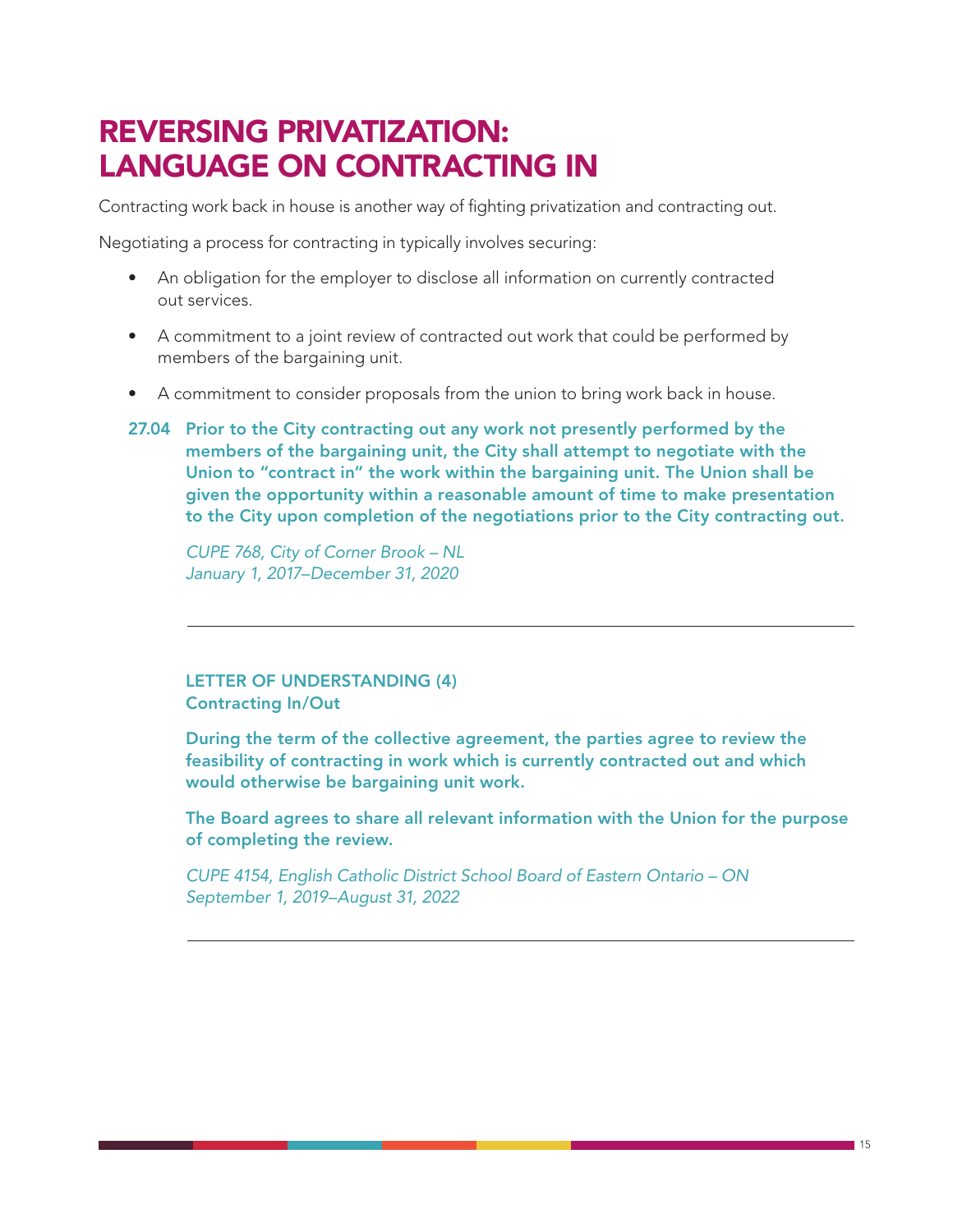# REVERSING PRIVATIZATION: LANGUAGE ON CONTRACTING IN

Contracting work back in house is another way of fighting privatization and contracting out.

Negotiating a process for contracting in typically involves securing:

- An obligation for the employer to disclose all information on currently contracted out services.
- A commitment to a joint review of contracted out work that could be performed by members of the bargaining unit.
- A commitment to consider proposals from the union to bring work back in house.

**27.04 Prior to the City contracting out any work not presently performed by the members of the bargaining unit, the City shall attempt to negotiate with the Union to "contract in" the work within the bargaining unit. The Union shall be given the opportunity within a reasonable amount of time to make presentation to the City upon completion of the negotiations prior to the City contracting out.**

*CUPE 768, City of Corner Brook – NL*
*January 1, 2017–December 31, 2020*

---

**LETTER OF UNDERSTANDING (4)**
**Contracting In/Out**

**During the term of the collective agreement, the parties agree to review the feasibility of contracting in work which is currently contracted out and which would otherwise be bargaining unit work.**

**The Board agrees to share all relevant information with the Union for the purpose of completing the review.**

*CUPE 4154, English Catholic District School Board of Eastern Ontario – ON*
*September 1, 2019–August 31, 2022*

---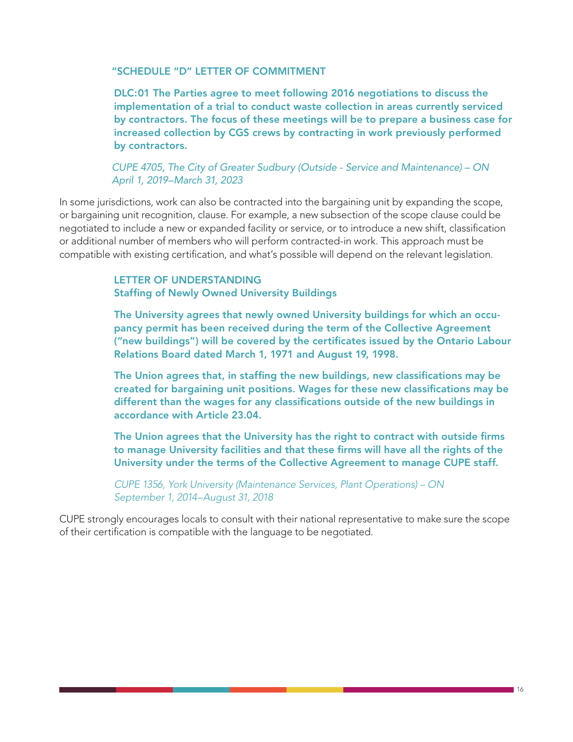**"SCHEDULE "D" LETTER OF COMMITMENT**

**DLC:01 The Parties agree to meet following 2016 negotiations to discuss the implementation of a trial to conduct waste collection in areas currently serviced by contractors. The focus of these meetings will be to prepare a business case for increased collection by CGS crews by contracting in work previously performed by contractors.**

*CUPE 4705, The City of Greater Sudbury (Outside - Service and Maintenance) – ON*
*April 1, 2019–March 31, 2023*

In some jurisdictions, work can also be contracted into the bargaining unit by expanding the scope, or bargaining unit recognition, clause. For example, a new subsection of the scope clause could be negotiated to include a new or expanded facility or service, or to introduce a new shift, classification or additional number of members who will perform contracted-in work. This approach must be compatible with existing certification, and what's possible will depend on the relevant legislation.

**LETTER OF UNDERSTANDING**
**Staffing of Newly Owned University Buildings**

**The University agrees that newly owned University buildings for which an occupancy permit has been received during the term of the Collective Agreement ("new buildings") will be covered by the certificates issued by the Ontario Labour Relations Board dated March 1, 1971 and August 19, 1998.**

**The Union agrees that, in staffing the new buildings, new classifications may be created for bargaining unit positions. Wages for these new classifications may be different than the wages for any classifications outside of the new buildings in accordance with Article 23.04.**

**The Union agrees that the University has the right to contract with outside firms to manage University facilities and that these firms will have all the rights of the University under the terms of the Collective Agreement to manage CUPE staff.**

*CUPE 1356, York University (Maintenance Services, Plant Operations) – ON*
*September 1, 2014–August 31, 2018*

CUPE strongly encourages locals to consult with their national representative to make sure the scope of their certification is compatible with the language to be negotiated.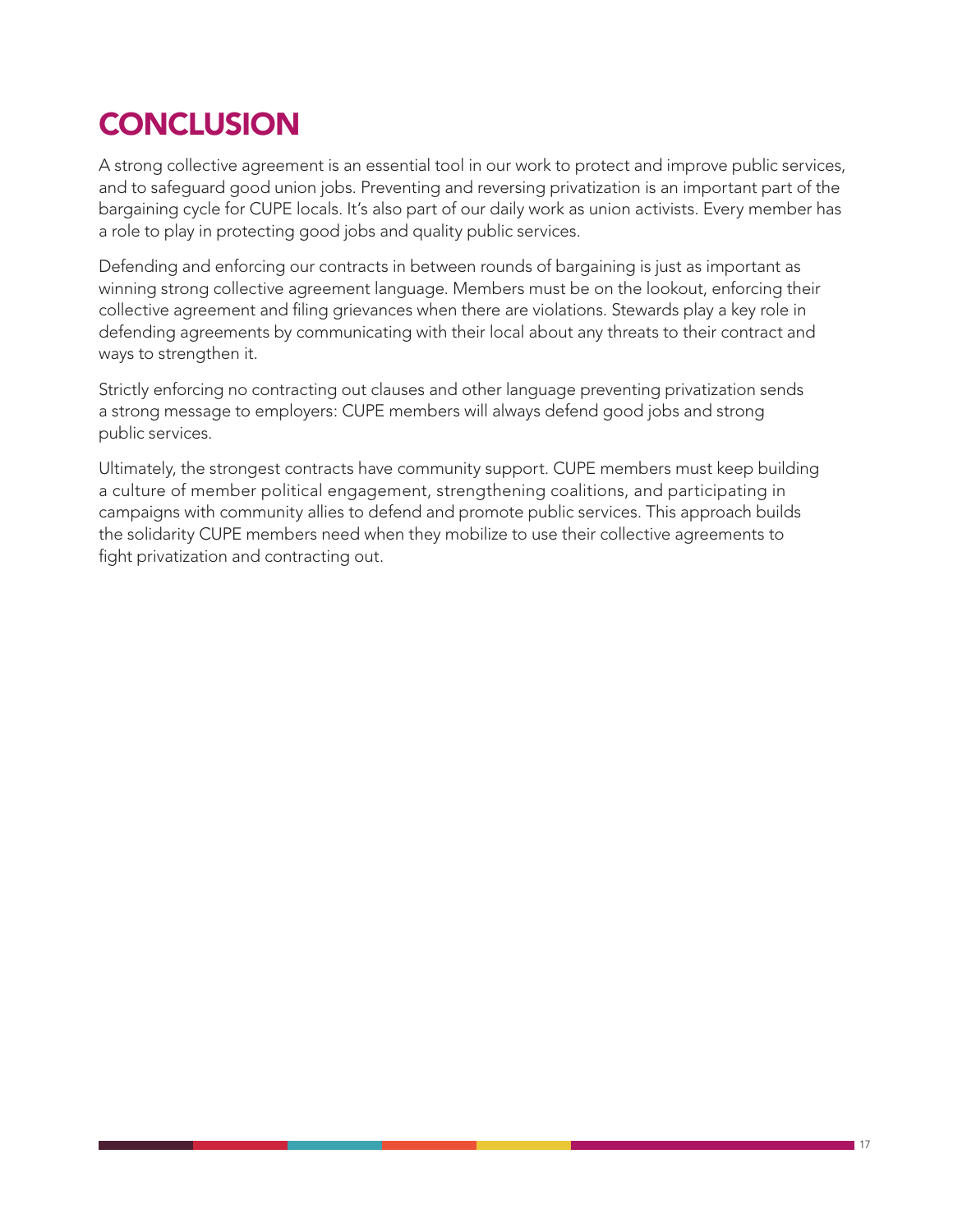# CONCLUSION

A strong collective agreement is an essential tool in our work to protect and improve public services, and to safeguard good union jobs. Preventing and reversing privatization is an important part of the bargaining cycle for CUPE locals. It's also part of our daily work as union activists. Every member has a role to play in protecting good jobs and quality public services.

Defending and enforcing our contracts in between rounds of bargaining is just as important as winning strong collective agreement language. Members must be on the lookout, enforcing their collective agreement and filing grievances when there are violations. Stewards play a key role in defending agreements by communicating with their local about any threats to their contract and ways to strengthen it.

Strictly enforcing no contracting out clauses and other language preventing privatization sends a strong message to employers: CUPE members will always defend good jobs and strong public services.

Ultimately, the strongest contracts have community support. CUPE members must keep building a culture of member political engagement, strengthening coalitions, and participating in campaigns with community allies to defend and promote public services. This approach builds the solidarity CUPE members need when they mobilize to use their collective agreements to fight privatization and contracting out.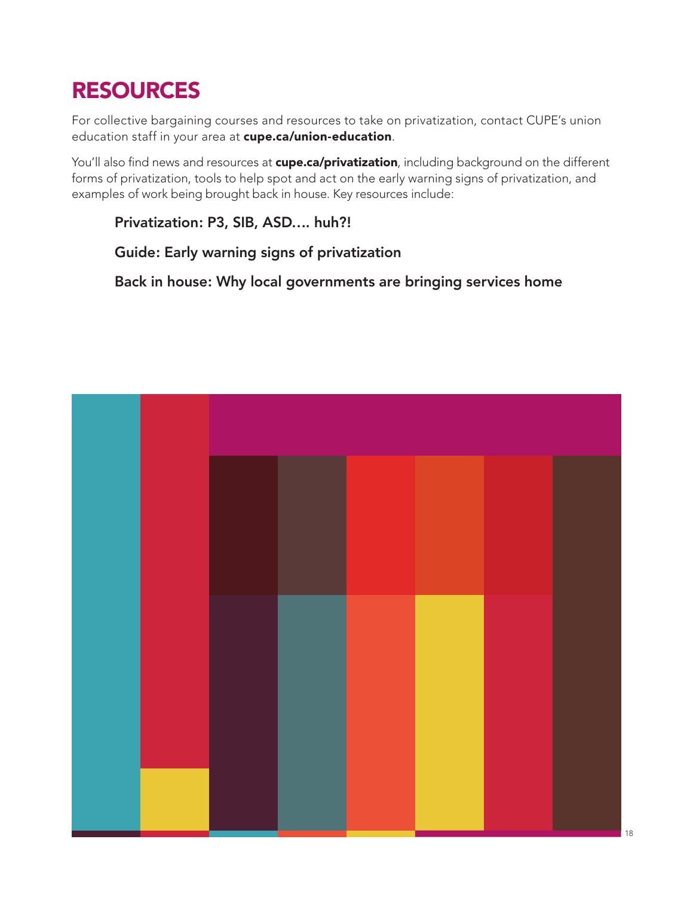# RESOURCES

For collective bargaining courses and resources to take on privatization, contact CUPE's union education staff in your area at **cupe.ca/union-education**.

You'll also find news and resources at **cupe.ca/privatization**, including background on the different forms of privatization, tools to help spot and act on the early warning signs of privatization, and examples of work being brought back in house. Key resources include:

**Privatization: P3, SIB, ASD…. huh?!**

**Guide: Early warning signs of privatization**

**Back in house: Why local governments are bringing services home**